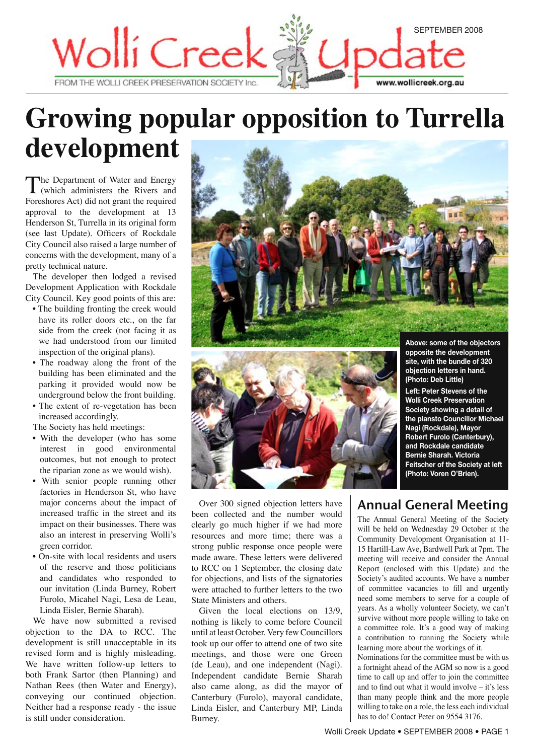# Wolli Creek Update

FROM THE WOLLI CREEK PRESERVATION SOCIETY Inc.

SEPTEMBER 2008

www.wollicreek.org.au

# Growing popular opposition to Turrella development

The Department of Water and Energy (which administers the Rivers and Foreshores Act) did not grant the required approval to the development at 13 Henderson St, Turrella in its original form (see last Update). Officers of Rockdale City Council also raised a large number of concerns with the development, many of a pretty technical nature.

The developer then lodged a revised Development Application with Rockdale City Council. Key good points of this are:

- The building fronting the creek would have its roller doors etc., on the far side from the creek (not facing it as we had understood from our limited inspection of the original plans).
- The roadway along the front of the building has been eliminated and the parking it provided would now be underground below the front building.
- The extent of re-vegetation has been increased accordingly.

The Society has held meetings:

- With the developer (who has some interest in good environmental outcomes, but not enough to protect the riparian zone as we would wish).
- With senior people running other factories in Henderson St, who have major concerns about the impact of increased traffic in the street and its impact on their businesses. There was also an interest in preserving Wolli's green corridor.
- On-site with local residents and users of the reserve and those politicians and candidates who responded to our invitation (Linda Burney, Robert Furolo, Micahel Nagi, Lesa de Leau, Linda Eisler, Bernie Sharah).

We have now submitted a revised objection to the DA to RCC. The development is still unacceptable in its revised form and is highly misleading. We have written follow-up letters to both Frank Sartor (then Planning) and Nathan Rees (then Water and Energy), conveying our continued objection. Neither had a response ready - the issue is still under consideration.

Above: some of the objectors opposite the development site, with the bundle of 320 objection letters in hand. (Photo: Deb Little)

Left: Peter Stevens of the Wolli Creek Preservation Society showing a detail of the plansto Councillor Michael Nagi (Rockdale), Mayor Robert Furolo (Canterbury), and Rockdale candidate Bernie Sharah. Victoria Feitscher of the Society at left (Photo: Voren O'Brien).

Over 300 signed objection letters have been collected and the number would clearly go much higher if we had more resources and more time; there was a strong public response once people were made aware. These letters were delivered to RCC on 1 September, the closing date for objections, and lists of the signatories were attached to further letters to the two State Ministers and others.

Given the local elections on 13/9, nothing is likely to come before Council until at least October. Very few Councillors took up our offer to attend one of two site meetings, and those were one Green (de Leau), and one independent (Nagi). Independent candidate Bernie Sharah also came along, as did the mayor of Canterbury (Furolo), mayoral candidate, Linda Eisler, and Canterbury MP, Linda Burney.

## Annual General Meeting

The Annual General Meeting of the Society will be held on Wednesday 29 October at the Community Development Organisation at 11-15 Hartill-Law Ave, Bardwell Park at 7pm. The meeting will receive and consider the Annual Report (enclosed with this Update) and the Society's audited accounts. We have a number of committee vacancies to fill and urgently need some members to serve for a couple of years. As a wholly volunteer Society, we can't survive without more people willing to take on a committee role. It's a good way of making a contribution to running the Society while learning more about the workings of it.

Nominations for the committee must be with us a fortnight ahead of the AGM so now is a good time to call up and offer to join the committee and to find out what it would involve – it's less than many people think and the more people willing to take on a role, the less each individual has to do! Contact Peter on 9554 3176.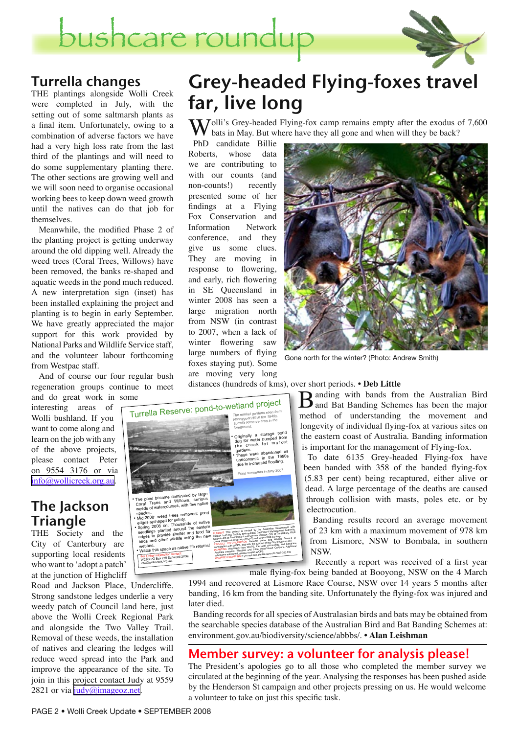# bushcare roundup

## Turrella changes

THE plantings alongside Wolli Creek were completed in July, with the setting out of some saltmarsh plants as a final item. Unfortunately, owing to a combination of adverse factors we have had a very high loss rate from the last third of the plantings and will need to do some supplementary planting there. The other sections are growing well and we will soon need to organise occasional working bees to keep down weed growth until the natives can do that job for themselves.

Meanwhile, the modified Phase 2 of the planting project is getting underway around the old dipping well. Already the weed trees (Coral Trees, Willows) have been removed, the banks re-shaped and aquatic weeds in the pond much reduced. A new interpretation sign (inset) has been installed explaining the project and planting is to begin in early September. We have greatly appreciated the major support for this work provided by National Parks and Wildlife Service staff, and the volunteer labour forthcoming from Westpac staff.

And of course our four regular bush regeneration groups continue to meet and do great work in some interesting areas of Wolli bushland. If you want to come along and learn on the job with any of the above projects, please contact Peter on 9554 3176 or via info@wollicreek.org.au.

Turrella Reserve: pond-to-wetland project

*The market gardens seen from Nannygoat Hill in the 1940s. Turrella Reserve area in the foreground.*

- Originally a storage pond dug for water pumped from the creek for market gardens.
- These were abandoned as uneconomic in the 1950s due to increased flooding.

*Pond surrounds in May 2007*

- The pond became dominated by large Coral Trees and Willows, serious weeds of watercourses, with few native species.
- Mid-2008: weed trees removed; pond edges reshaped for safety.
- Spring 2008 on: Thousands of native seedlings planted around the eastern edges to provide shelter and food for birds and other wildlife using the new wetland.
- Watch this space as native life returns!

## The Jackson Triangle

THE Society and the City of Canterbury are supporting local residents who want to 'adopt a patch' at the junction of Highcliff Road and Jackson Place, Undercliffe. Strong sandstone ledges underlie a very weedy patch of Council land here, just above the Wolli Creek Regional Park and alongside the Two Valley Trail. Removal of these weeds, the installation of natives and clearing the ledges will reduce weed spread into the Park and improve the appearance of the site. To join in this project contact Judy at 9559 2821 or via judy@imageoz.net.

## Grey-headed Flying-foxes travel far, live long

Wolli's Grey-headed Flying-fox camp remains empty after the exodus of 7,600 bats in May. But where have they all gone and when will they be back?

PhD candidate Billie Roberts, whose data we are contributing to with our counts (and non-counts!) recently presented some of her findings at a Flying Fox Conservation and Information Network conference, and they give us some clues. They are moving in response to flowering, and early, rich flowering in SE Queensland in winter 2008 has seen a large migration north from NSW (in contrast to 2007, when a lack of winter flowering saw large numbers of flying foxes staying put). Some are moving very long distances (hundreds of kms), over short periods. • **Deb Little**

Gone north for the winter? (Photo: Andrew Smith)

Banding with bands from the Australian Bird and Bat Banding Schemes has been the major method of understanding the movement and longevity of individual flying-fox at various sites on the eastern coast of Australia. Banding information is important for the management of Flying-fox.

To date 6135 Grey-headed Flying-fox have been banded with 358 of the banded flying-fox (5.83 per cent) being recaptured, either alive or dead. A large percentage of the deaths are caused through collision with masts, poles etc. or by electrocution.

Banding results record an average movement of 23 km with a maximum movement of 978 km from Lismore, NSW to Bombala, in southern NSW.

Recently a report was received of a first year male flying-fox being banded at Booyong, NSW on the 4 March 1994 and recovered at Lismore Race Course, NSW over 14 years 5 months after banding, 16 km from the banding site. Unfortunately the flying-fox was injured and later died.

Banding records for all species of Australasian birds and bats may be obtained from the searchable species database of the Australian Bird and Bat Banding Schemes at: environment.gov.au/biodiversity/science/abbbs/. • **Alan Leishman**

## Member survey: a volunteer for analysis please!

The President's apologies go to all those who completed the member survey we circulated at the beginning of the year. Analysing the responses has been pushed aside by the Henderson St campaign and other projects pressing on us. He would welcome a volunteer to take on just this specific task.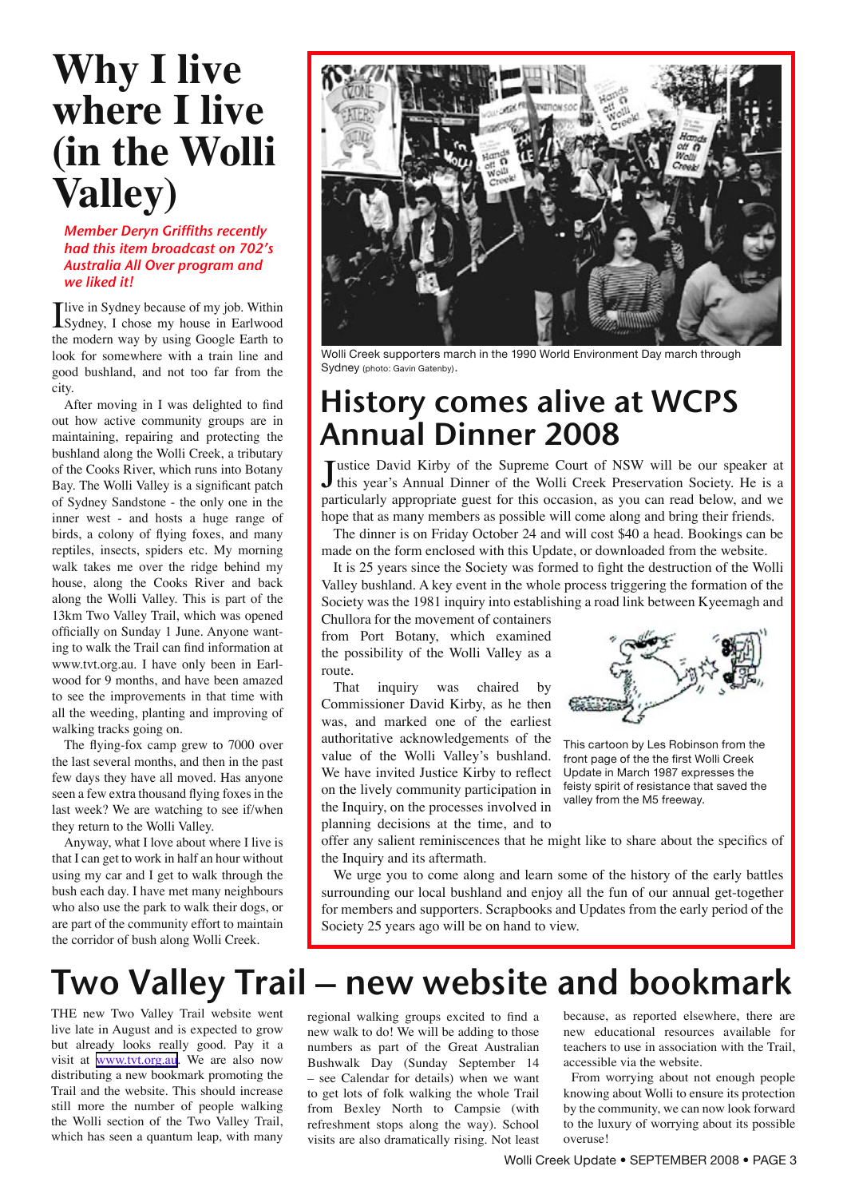# Why I live where I live (in the Wolli Valley)

*Member Deryn Griffiths recently had this item broadcast on 702's Australia All Over program and we liked it!*

I live in Sydney because of my job. Within Sydney, I chose my house in Earlwood the modern way by using Google Earth to look for somewhere with a train line and good bushland, and not too far from the city.

After moving in I was delighted to find out how active community groups are in maintaining, repairing and protecting the bushland along the Wolli Creek, a tributary of the Cooks River, which runs into Botany Bay. The Wolli Valley is a significant patch of Sydney Sandstone - the only one in the inner west - and hosts a huge range of birds, a colony of flying foxes, and many reptiles, insects, spiders etc. My morning walk takes me over the ridge behind my house, along the Cooks River and back along the Wolli Valley. This is part of the 13km Two Valley Trail, which was opened officially on Sunday 1 June. Anyone wanting to walk the Trail can find information at www.tvt.org.au. I have only been in Earlwood for 9 months, and have been amazed to see the improvements in that time with all the weeding, planting and improving of walking tracks going on.

The flying-fox camp grew to 7000 over the last several months, and then in the past few days they have all moved. Has anyone seen a few extra thousand flying foxes in the last week? We are watching to see if/when they return to the Wolli Valley.

Anyway, what I love about where I live is that I can get to work in half an hour without using my car and I get to walk through the bush each day. I have met many neighbours who also use the park to walk their dogs, or are part of the community effort to maintain the corridor of bush along Wolli Creek.

Wolli Creek supporters march in the 1990 World Environment Day march through Sydney (photo: Gavin Gatenby).

# History comes alive at WCPS Annual Dinner 2008

Justice David Kirby of the Supreme Court of NSW will be our speaker at this year's Annual Dinner of the Wolli Creek Preservation Society. He is a particularly appropriate guest for this occasion, as you can read below, and we hope that as many members as possible will come along and bring their friends.

The dinner is on Friday October 24 and will cost $40 a head. Bookings can be made on the form enclosed with this Update, or downloaded from the website.

It is 25 years since the Society was formed to fight the destruction of the Wolli Valley bushland. A key event in the whole process triggering the formation of the Society was the 1981 inquiry into establishing a road link between Kyeemagh and Chullora for the movement of containers from Port Botany, which examined the possibility of the Wolli Valley as a route.

That inquiry was chaired by Commissioner David Kirby, as he then was, and marked one of the earliest authoritative acknowledgements of the value of the Wolli Valley's bushland. We have invited Justice Kirby to reflect on the lively community participation in the Inquiry, on the processes involved in planning decisions at the time, and to offer any salient reminiscences that he might like to share about the specifics of the Inquiry and its aftermath.

This cartoon by Les Robinson from the front page of the the first Wolli Creek Update in March 1987 expresses the feisty spirit of resistance that saved the valley from the M5 freeway.

We urge you to come along and learn some of the history of the early battles surrounding our local bushland and enjoy all the fun of our annual get-together for members and supporters. Scrapbooks and Updates from the early period of the Society 25 years ago will be on hand to view.

# Two Valley Trail – new website and bookmark

THE new Two Valley Trail website went live late in August and is expected to grow but already looks really good. Pay it a visit at www.tvt.org.au. We are also now distributing a new bookmark promoting the Trail and the website. This should increase still more the number of people walking the Wolli section of the Two Valley Trail, which has seen a quantum leap, with many regional walking groups excited to find a new walk to do! We will be adding to those numbers as part of the Great Australian Bushwalk Day (Sunday September 14 – see Calendar for details) when we want to get lots of folk walking the whole Trail from Bexley North to Campsie (with refreshment stops along the way). School visits are also dramatically rising. Not least because, as reported elsewhere, there are new educational resources available for teachers to use in association with the Trail, accessible via the website.

From worrying about not enough people knowing about Wolli to ensure its protection by the community, we can now look forward to the luxury of worrying about its possible overuse!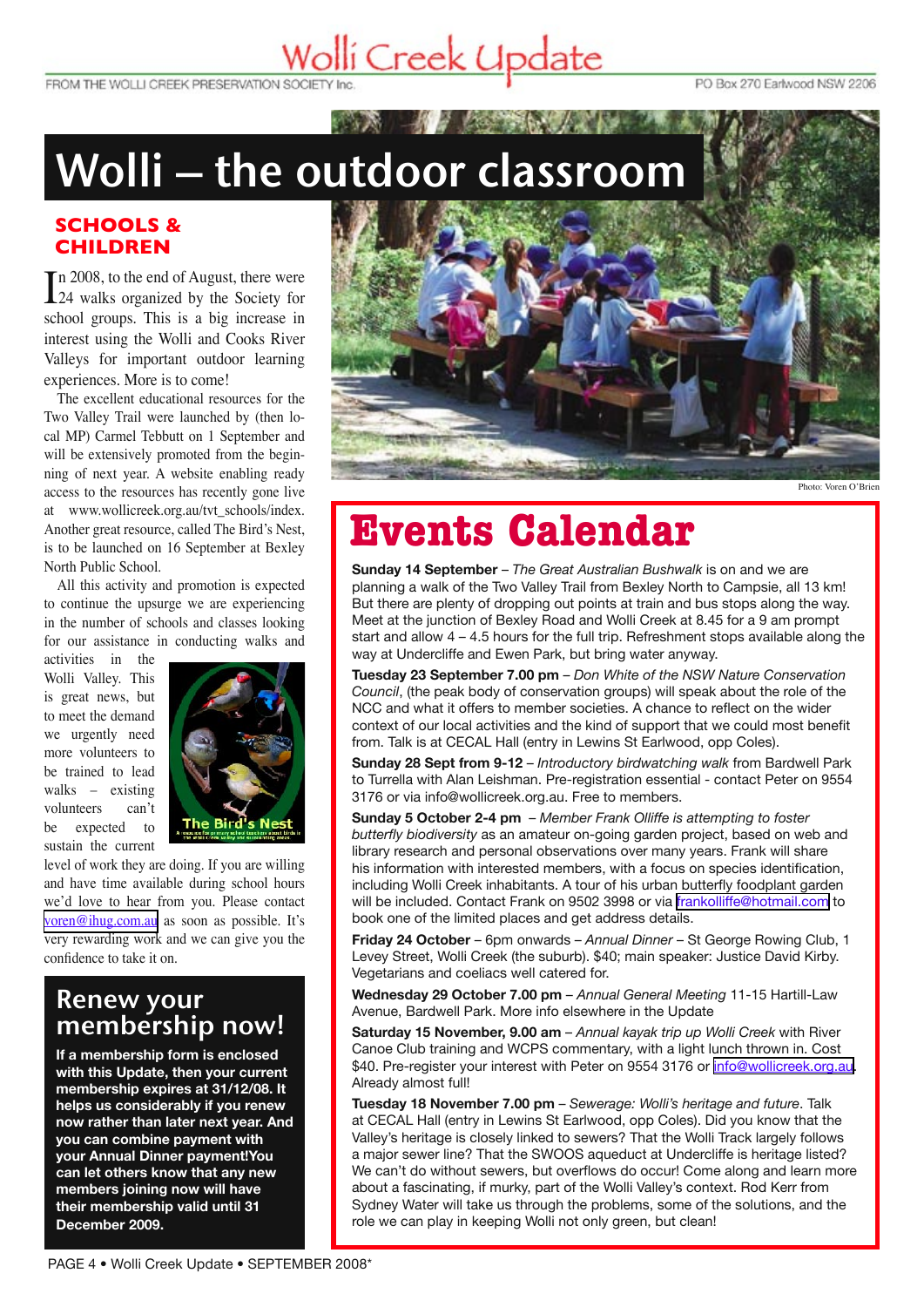# Wolli Creek Update

FROM THE WOLLI CREEK PRESERVATION SOCIETY Inc. PO Box 270 Earlwood NSW 2206

# Wolli – the outdoor classroom

## SCHOOLS & CHILDREN

In 2008, to the end of August, there were 24 walks organized by the Society for school groups. This is a big increase in interest using the Wolli and Cooks River Valleys for important outdoor learning experiences. More is to come!

The excellent educational resources for the Two Valley Trail were launched by (then local MP) Carmel Tebbutt on 1 September and will be extensively promoted from the beginning of next year. A website enabling ready access to the resources has recently gone live at www.wollicreek.org.au/tvt_schools/index. Another great resource, called The Bird's Nest, is to be launched on 16 September at Bexley North Public School.

All this activity and promotion is expected to continue the upsurge we are experiencing in the number of schools and classes looking for our assistance in conducting walks and activities in the Wolli Valley. This is great news, but to meet the demand we urgently need more volunteers to be trained to lead walks – existing volunteers can't be expected to sustain the current level of work they are doing. If you are willing and have time available during school hours we'd love to hear from you. Please contact voren@ihug.com.au as soon as possible. It's very rewarding work and we can give you the confidence to take it on.

Photo: Voren O'Brien

## Renew your membership now!

**If a membership form is enclosed with this Update, then your current membership expires at 31/12/08. It helps us considerably if you renew now rather than later next year. And you can combine payment with your Annual Dinner payment!You can let others know that any new members joining now will have their membership valid until 31 December 2009.**

# Events Calendar

**Sunday 14 September** – *The Great Australian Bushwalk* is on and we are planning a walk of the Two Valley Trail from Bexley North to Campsie, all 13 km! But there are plenty of dropping out points at train and bus stops along the way. Meet at the junction of Bexley Road and Wolli Creek at 8.45 for a 9 am prompt start and allow 4 – 4.5 hours for the full trip. Refreshment stops available along the way at Undercliffe and Ewen Park, but bring water anyway.

**Tuesday 23 September 7.00 pm** – *Don White of the NSW Nature Conservation Council*, (the peak body of conservation groups) will speak about the role of the NCC and what it offers to member societies. A chance to reflect on the wider context of our local activities and the kind of support that we could most benefit from. Talk is at CECAL Hall (entry in Lewins St Earlwood, opp Coles).

**Sunday 28 Sept from 9-12** – *Introductory birdwatching walk* from Bardwell Park to Turrella with Alan Leishman. Pre-registration essential - contact Peter on 9554 3176 or via info@wollicreek.org.au. Free to members.

**Sunday 5 October 2-4 pm** – *Member Frank Olliffe is attempting to foster butterfly biodiversity* as an amateur on-going garden project, based on web and library research and personal observations over many years. Frank will share his information with interested members, with a focus on species identification, including Wolli Creek inhabitants. A tour of his urban butterfly foodplant garden will be included. Contact Frank on 9502 3998 or via frankolliffe@hotmail.com to book one of the limited places and get address details.

**Friday 24 October** – 6pm onwards – *Annual Dinner* – St George Rowing Club, 1 Levey Street, Wolli Creek (the suburb). $40; main speaker: Justice David Kirby. Vegetarians and coeliacs well catered for.

**Wednesday 29 October 7.00 pm** – *Annual General Meeting* 11-15 Hartill-Law Avenue, Bardwell Park. More info elsewhere in the Update

**Saturday 15 November, 9.00 am** – *Annual kayak trip up Wolli Creek* with River Canoe Club training and WCPS commentary, with a light lunch thrown in. Cost $40. Pre-register your interest with Peter on 9554 3176 or info@wollicreek.org.au. Already almost full!

**Tuesday 18 November 7.00 pm** – *Sewerage: Wolli's heritage and future*. Talk at CECAL Hall (entry in Lewins St Earlwood, opp Coles). Did you know that the Valley's heritage is closely linked to sewers? That the Wolli Track largely follows a major sewer line? That the SWOOS aqueduct at Undercliffe is heritage listed? We can't do without sewers, but overflows do occur! Come along and learn more about a fascinating, if murky, part of the Wolli Valley's context. Rod Kerr from Sydney Water will take us through the problems, some of the solutions, and the role we can play in keeping Wolli not only green, but clean!